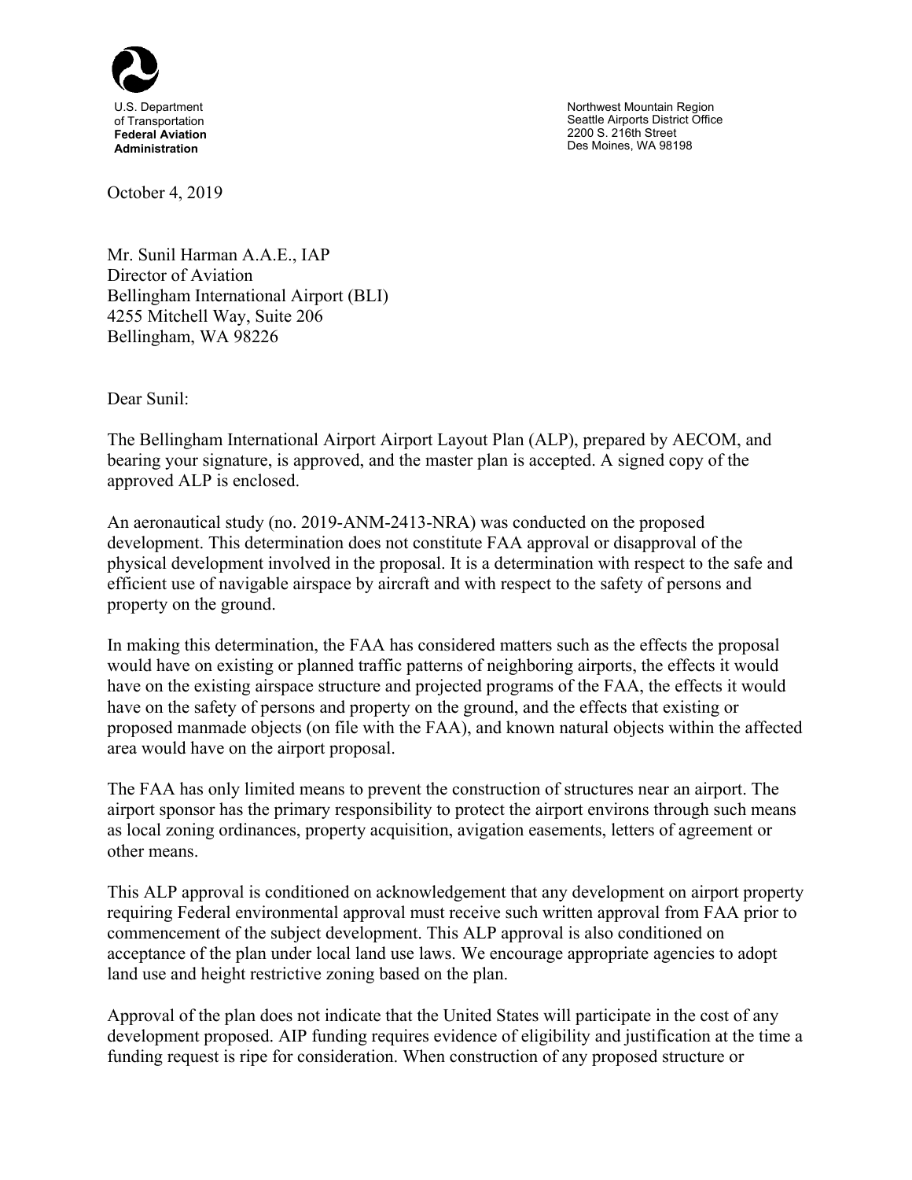U.S. Department
of Transportation
**Federal Aviation Administration**

Northwest Mountain Region
Seattle Airports District Office
2200 S. 216th Street
Des Moines, WA 98198

October 4, 2019

Mr. Sunil Harman A.A.E., IAP
Director of Aviation
Bellingham International Airport (BLI)
4255 Mitchell Way, Suite 206
Bellingham, WA 98226

Dear Sunil:

The Bellingham International Airport Airport Layout Plan (ALP), prepared by AECOM, and bearing your signature, is approved, and the master plan is accepted. A signed copy of the approved ALP is enclosed.

An aeronautical study (no. 2019-ANM-2413-NRA) was conducted on the proposed development. This determination does not constitute FAA approval or disapproval of the physical development involved in the proposal. It is a determination with respect to the safe and efficient use of navigable airspace by aircraft and with respect to the safety of persons and property on the ground.

In making this determination, the FAA has considered matters such as the effects the proposal would have on existing or planned traffic patterns of neighboring airports, the effects it would have on the existing airspace structure and projected programs of the FAA, the effects it would have on the safety of persons and property on the ground, and the effects that existing or proposed manmade objects (on file with the FAA), and known natural objects within the affected area would have on the airport proposal.

The FAA has only limited means to prevent the construction of structures near an airport. The airport sponsor has the primary responsibility to protect the airport environs through such means as local zoning ordinances, property acquisition, avigation easements, letters of agreement or other means.

This ALP approval is conditioned on acknowledgement that any development on airport property requiring Federal environmental approval must receive such written approval from FAA prior to commencement of the subject development. This ALP approval is also conditioned on acceptance of the plan under local land use laws. We encourage appropriate agencies to adopt land use and height restrictive zoning based on the plan.

Approval of the plan does not indicate that the United States will participate in the cost of any development proposed. AIP funding requires evidence of eligibility and justification at the time a funding request is ripe for consideration. When construction of any proposed structure or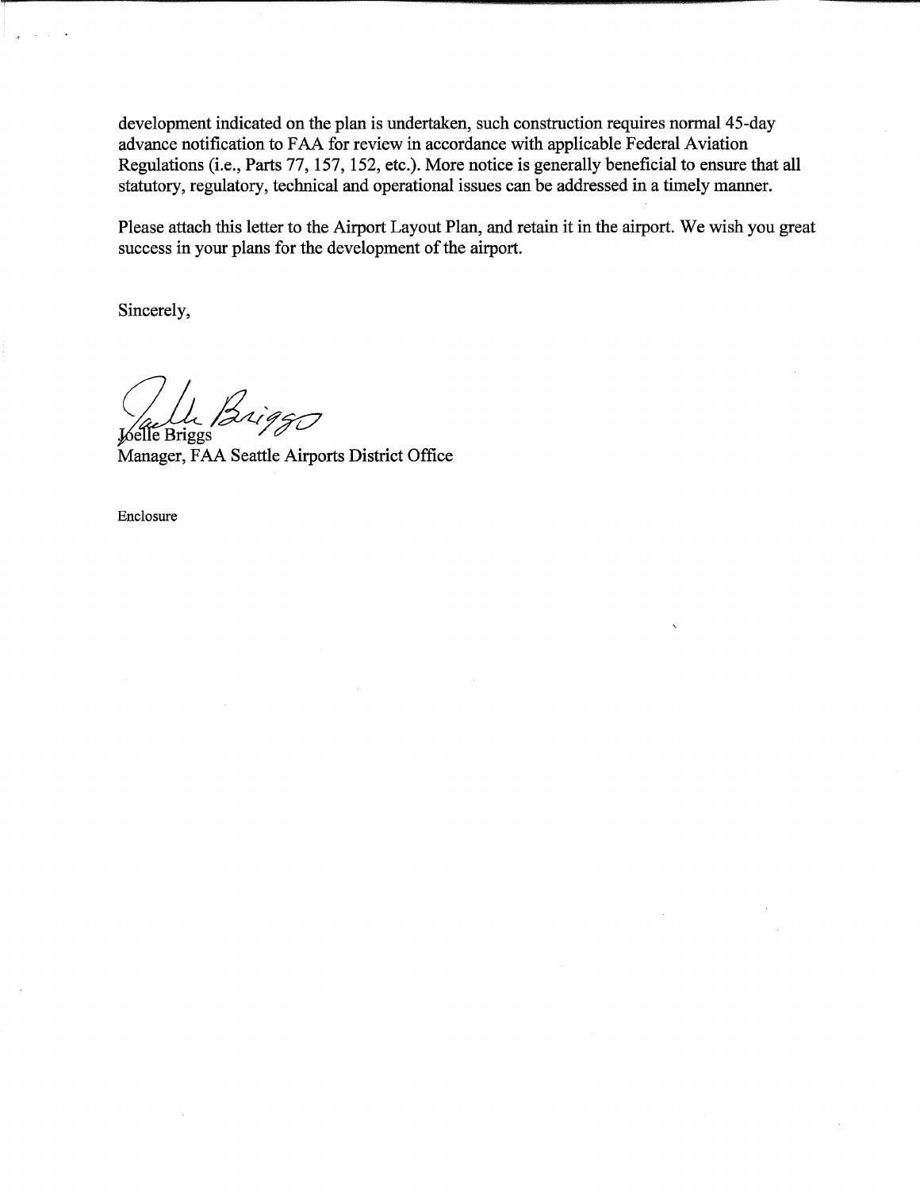development indicated on the plan is undertaken, such construction requires normal 45-day advance notification to FAA for review in accordance with applicable Federal Aviation Regulations (i.e., Parts 77, 157, 152, etc.). More notice is generally beneficial to ensure that all statutory, regulatory, technical and operational issues can be addressed in a timely manner.

Please attach this letter to the Airport Layout Plan, and retain it in the airport. We wish you great success in your plans for the development of the airport.

Sincerely,

Joelle Briggs
Manager, FAA Seattle Airports District Office

Enclosure